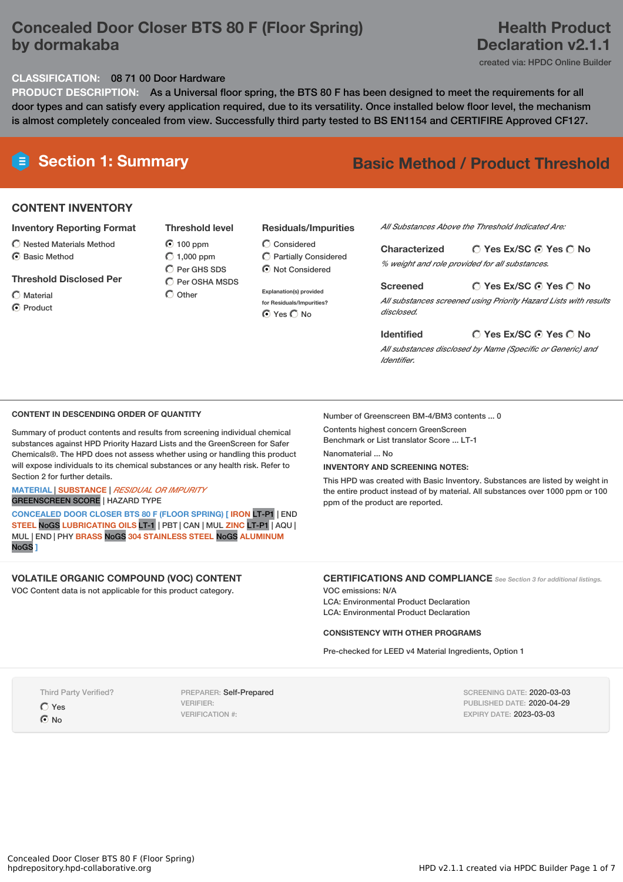# Concealed Door Closer BTS 80 F (Floor Spring) by dormakaba

**Health Product Declaration v2.1.1**

created via: HPDC Online Builder

**CLASSIFICATION:** 08 71 00 Door Hardware

**PRODUCT DESCRIPTION:** As a Universal floor spring, the BTS 80 F has been designed to meet the requirements for all door types and can satisfy every application required, due to its versatility. Once installed below floor level, the mechanism is almost completely concealed from view. Successfully third party tested to BS EN1154 and CERTIFIRE Approved CF127.

## Section 1: Summary

**Basic Method / Product Threshold**

### CONTENT INVENTORY

**Inventory Reporting Format**
- ○ Nested Materials Method
- ◉ Basic Method

**Threshold Disclosed Per**
- ○ Material
- ◉ Product

**Threshold level**
- ◉ 100 ppm
- ○ 1,000 ppm
- ○ Per GHS SDS
- ○ Per OSHA MSDS
- ○ Other

**Residuals/Impurities**
- ○ Considered
- ○ Partially Considered
- ◉ Not Considered

Explanation(s) provided for Residuals/Impurities?
◉ Yes ○ No

*All Substances Above the Threshold Indicated Are:*

**Characterized** ○ Yes Ex/SC ◉ Yes ○ No
*% weight and role provided for all substances.*

**Screened** ○ Yes Ex/SC ◉ Yes ○ No
*All substances screened using Priority Hazard Lists with results disclosed.*

**Identified** ○ Yes Ex/SC ◉ Yes ○ No
*All substances disclosed by Name (Specific or Generic) and Identifier.*

### CONTENT IN DESCENDING ORDER OF QUANTITY

Summary of product contents and results from screening individual chemical substances against HPD Priority Hazard Lists and the GreenScreen for Safer Chemicals®. The HPD does not assess whether using or handling this product will expose individuals to its chemical substances or any health risk. Refer to Section 2 for further details.

MATERIAL | SUBSTANCE | *RESIDUAL OR IMPURITY*
GREENSCREEN SCORE | HAZARD TYPE

CONCEALED DOOR CLOSER BTS 80 F (FLOOR SPRING) [ IRON LT-P1 | END STEEL NoGS LUBRICATING OILS LT-1 | PBT | CAN | MUL ZINC LT-P1 | AQU | MUL | END | PHY BRASS NoGS 304 STAINLESS STEEL NoGS ALUMINUM NoGS ]

Number of Greenscreen BM-4/BM3 contents ... 0

Contents highest concern GreenScreen Benchmark or List translator Score ... LT-1

Nanomaterial ... No

**INVENTORY AND SCREENING NOTES:**

This HPD was created with Basic Inventory. Substances are listed by weight in the entire product instead of by material. All substances over 1000 ppm or 100 ppm of the product are reported.

### VOLATILE ORGANIC COMPOUND (VOC) CONTENT

VOC Content data is not applicable for this product category.

### CERTIFICATIONS AND COMPLIANCE

*See Section 3 for additional listings.*

VOC emissions: N/A
LCA: Environmental Product Declaration
LCA: Environmental Product Declaration

**CONSISTENCY WITH OTHER PROGRAMS**

Pre-checked for LEED v4 Material Ingredients, Option 1

Third Party Verified?
- ○ Yes
- ◉ No

PREPARER: Self-Prepared
VERIFIER:
VERIFICATION #:

SCREENING DATE: 2020-03-03
PUBLISHED DATE: 2020-04-29
EXPIRY DATE: 2023-03-03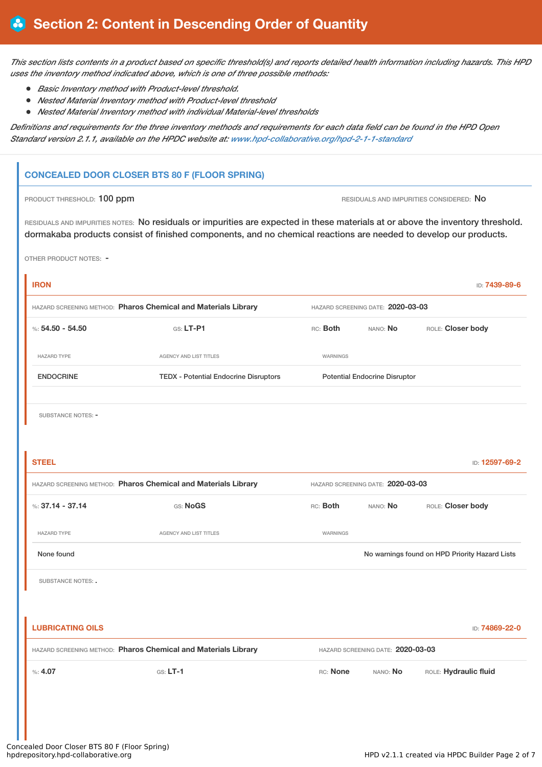# Section 2: Content in Descending Order of Quantity

*This section lists contents in a product based on specific threshold(s) and reports detailed health information including hazards. This HPD uses the inventory method indicated above, which is one of three possible methods:*

- *Basic Inventory method with Product-level threshold.*
- *Nested Material Inventory method with Product-level threshold*
- *Nested Material Inventory method with individual Material-level thresholds*

*Definitions and requirements for the three inventory methods and requirements for each data field can be found in the HPD Open Standard version 2.1.1, available on the HPDC website at: www.hpd-collaborative.org/hpd-2-1-1-standard*

## CONCEALED DOOR CLOSER BTS 80 F (FLOOR SPRING)

PRODUCT THRESHOLD: 100 ppm

RESIDUALS AND IMPURITIES CONSIDERED: No

RESIDUALS AND IMPURITIES NOTES: No residuals or impurities are expected in these materials at or above the inventory threshold. dormakaba products consist of finished components, and no chemical reactions are needed to develop our products.

OTHER PRODUCT NOTES: -

### IRON

ID: 7439-89-6

HAZARD SCREENING METHOD: **Pharos Chemical and Materials Library**

HAZARD SCREENING DATE: **2020-03-03**

%: **54.50 - 54.50** | GS: **LT-P1** | RC: **Both** | NANO: **No** | ROLE: **Closer body**

| HAZARD TYPE | AGENCY AND LIST TITLES | WARNINGS |
|---|---|---|
| ENDOCRINE | TEDX - Potential Endocrine Disruptors | Potential Endocrine Disruptor |

SUBSTANCE NOTES: -

### STEEL

ID: 12597-69-2

HAZARD SCREENING METHOD: **Pharos Chemical and Materials Library**

HAZARD SCREENING DATE: **2020-03-03**

%: **37.14 - 37.14** | GS: **NoGS** | RC: **Both** | NANO: **No** | ROLE: **Closer body**

| HAZARD TYPE | AGENCY AND LIST TITLES | WARNINGS |
|---|---|---|
| None found | | No warnings found on HPD Priority Hazard Lists |

SUBSTANCE NOTES: .

### LUBRICATING OILS

ID: 74869-22-0

HAZARD SCREENING METHOD: **Pharos Chemical and Materials Library**

HAZARD SCREENING DATE: **2020-03-03**

%: **4.07** | GS: **LT-1** | RC: **None** | NANO: **No** | ROLE: **Hydraulic fluid**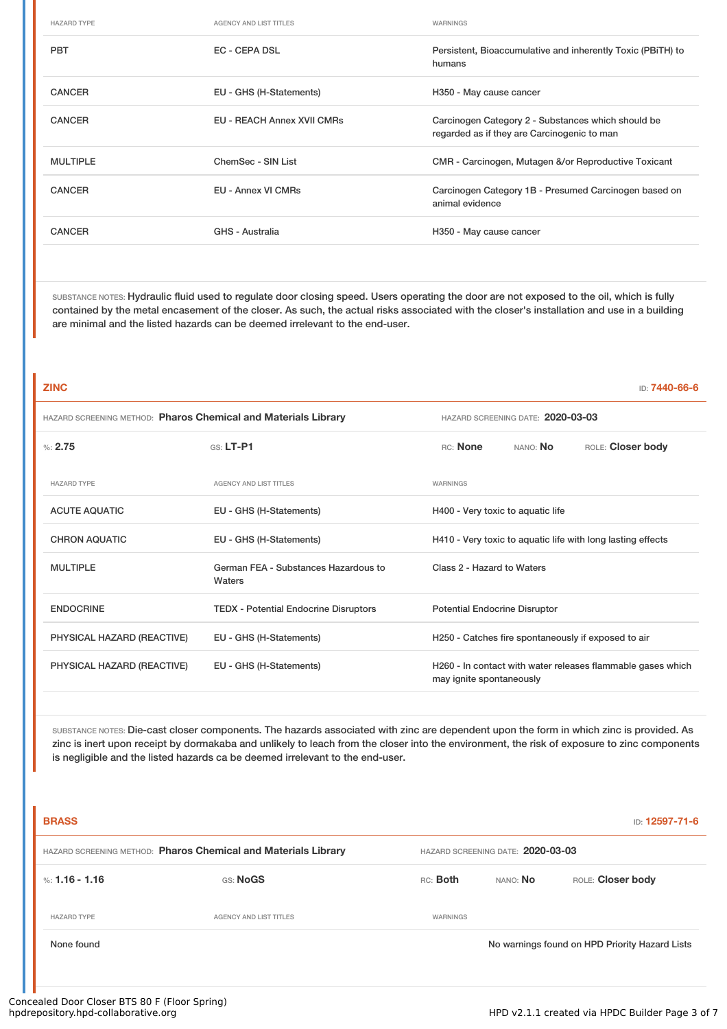| HAZARD TYPE | AGENCY AND LIST TITLES | WARNINGS |
|---|---|---|
| PBT | EC - CEPA DSL | Persistent, Bioaccumulative and inherently Toxic (PBiTH) to humans |
| CANCER | EU - GHS (H-Statements) | H350 - May cause cancer |
| CANCER | EU - REACH Annex XVII CMRs | Carcinogen Category 2 - Substances which should be regarded as if they are Carcinogenic to man |
| MULTIPLE | ChemSec - SIN List | CMR - Carcinogen, Mutagen &/or Reproductive Toxicant |
| CANCER | EU - Annex VI CMRs | Carcinogen Category 1B - Presumed Carcinogen based on animal evidence |
| CANCER | GHS - Australia | H350 - May cause cancer |

SUBSTANCE NOTES: Hydraulic fluid used to regulate door closing speed. Users operating the door are not exposed to the oil, which is fully contained by the metal encasement of the closer. As such, the actual risks associated with the closer's installation and use in a building are minimal and the listed hazards can be deemed irrelevant to the end-user.

## ZINC

ID: **7440-66-6**

HAZARD SCREENING METHOD: **Pharos Chemical and Materials Library** HAZARD SCREENING DATE: **2020-03-03**

%: **2.75** GS: **LT-P1** RC: **None** NANO: **No** ROLE: **Closer body**

| HAZARD TYPE | AGENCY AND LIST TITLES | WARNINGS |
|---|---|---|
| ACUTE AQUATIC | EU - GHS (H-Statements) | H400 - Very toxic to aquatic life |
| CHRON AQUATIC | EU - GHS (H-Statements) | H410 - Very toxic to aquatic life with long lasting effects |
| MULTIPLE | German FEA - Substances Hazardous to Waters | Class 2 - Hazard to Waters |
| ENDOCRINE | TEDX - Potential Endocrine Disruptors | Potential Endocrine Disruptor |
| PHYSICAL HAZARD (REACTIVE) | EU - GHS (H-Statements) | H250 - Catches fire spontaneously if exposed to air |
| PHYSICAL HAZARD (REACTIVE) | EU - GHS (H-Statements) | H260 - In contact with water releases flammable gases which may ignite spontaneously |

SUBSTANCE NOTES: Die-cast closer components. The hazards associated with zinc are dependent upon the form in which zinc is provided. As zinc is inert upon receipt by dormakaba and unlikely to leach from the closer into the environment, the risk of exposure to zinc components is negligible and the listed hazards ca be deemed irrelevant to the end-user.

## BRASS

ID: **12597-71-6**

HAZARD SCREENING METHOD: **Pharos Chemical and Materials Library** HAZARD SCREENING DATE: **2020-03-03**

%: **1.16 - 1.16** GS: **NoGS** RC: **Both** NANO: **No** ROLE: **Closer body**

| HAZARD TYPE | AGENCY AND LIST TITLES | WARNINGS |
|---|---|---|
| None found | | No warnings found on HPD Priority Hazard Lists |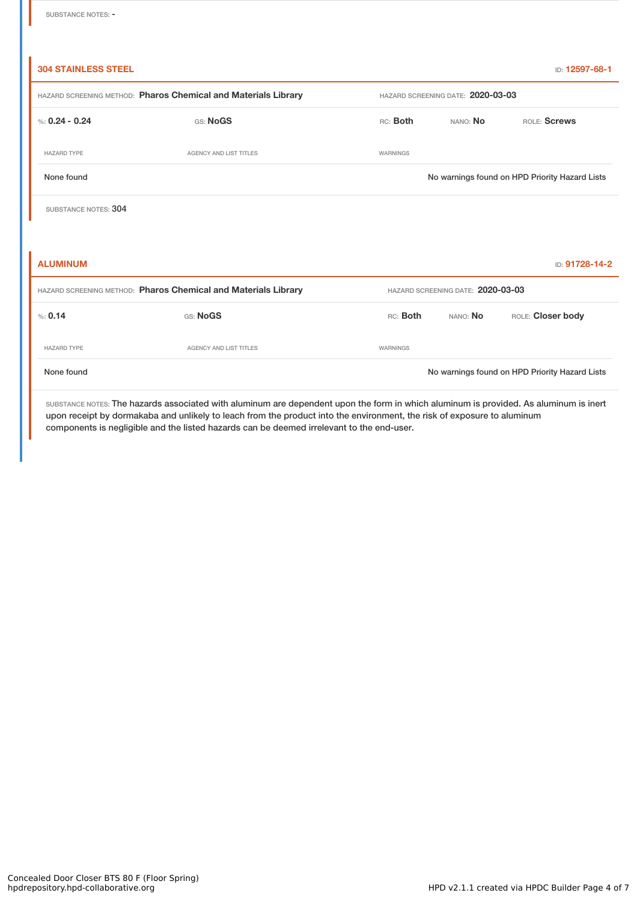SUBSTANCE NOTES: -

### 304 STAINLESS STEEL

ID: 12597-68-1

HAZARD SCREENING METHOD: **Pharos Chemical and Materials Library** HAZARD SCREENING DATE: **2020-03-03**

%: **0.24 - 0.24** GS: **NoGS** RC: **Both** NANO: **No** ROLE: **Screws**

| HAZARD TYPE | AGENCY AND LIST TITLES | WARNINGS |
| --- | --- | --- |
| None found | | No warnings found on HPD Priority Hazard Lists |

SUBSTANCE NOTES: 304

### ALUMINUM

ID: 91728-14-2

HAZARD SCREENING METHOD: **Pharos Chemical and Materials Library** HAZARD SCREENING DATE: **2020-03-03**

%: **0.14** GS: **NoGS** RC: **Both** NANO: **No** ROLE: **Closer body**

| HAZARD TYPE | AGENCY AND LIST TITLES | WARNINGS |
| --- | --- | --- |
| None found | | No warnings found on HPD Priority Hazard Lists |

SUBSTANCE NOTES: The hazards associated with aluminum are dependent upon the form in which aluminum is provided. As aluminum is inert upon receipt by dormakaba and unlikely to leach from the product into the environment, the risk of exposure to aluminum components is negligible and the listed hazards can be deemed irrelevant to the end-user.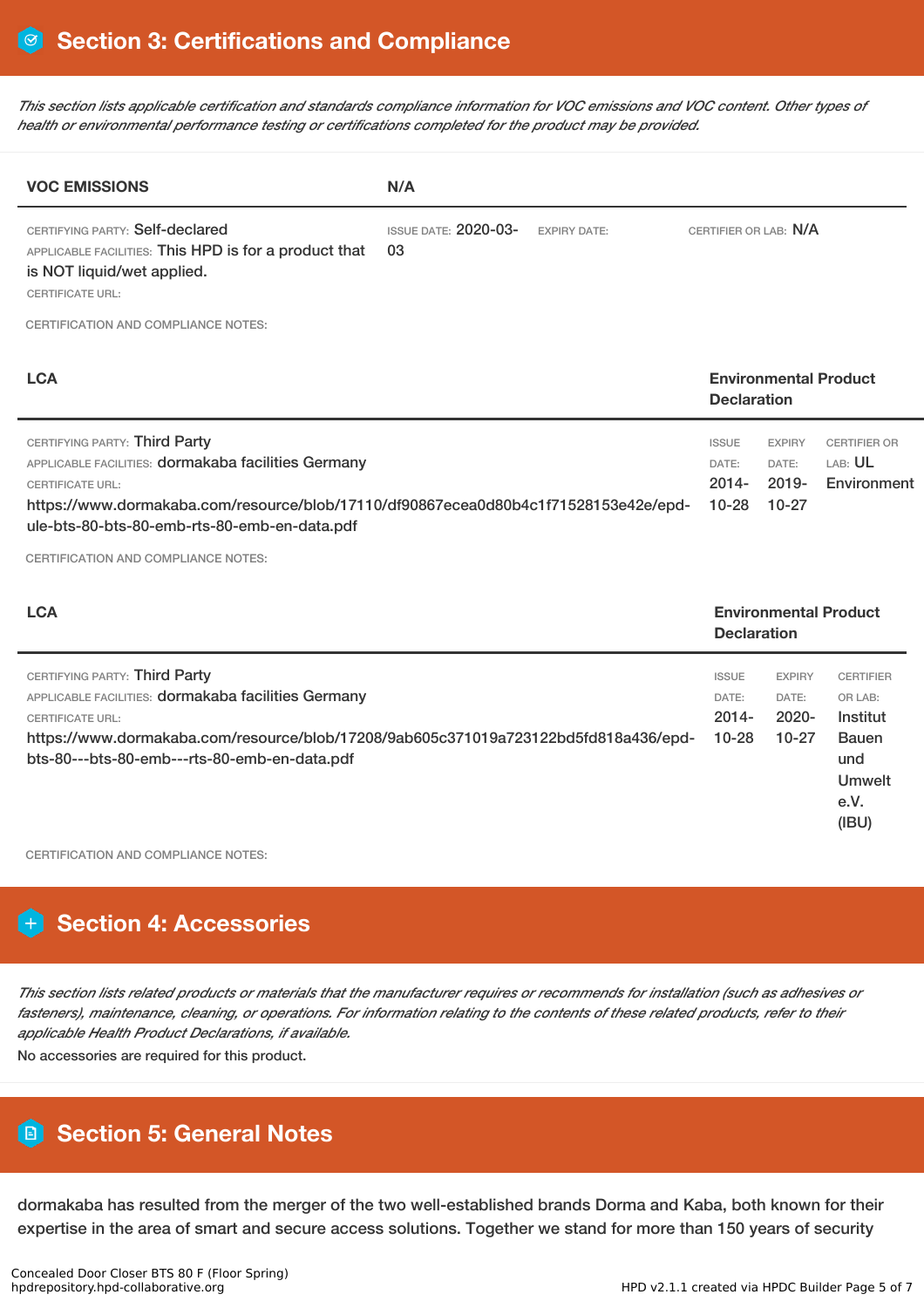## Section 3: Certifications and Compliance

*This section lists applicable certification and standards compliance information for VOC emissions and VOC content. Other types of health or environmental performance testing or certifications completed for the product may be provided.*

| VOC EMISSIONS | N/A | | |
|---|---|---|---|
| CERTIFYING PARTY: Self-declared<br>APPLICABLE FACILITIES: This HPD is for a product that is NOT liquid/wet applied.<br>CERTIFICATE URL: | ISSUE DATE: 2020-03-03 | EXPIRY DATE: | CERTIFIER OR LAB: N/A |

CERTIFICATION AND COMPLIANCE NOTES:

| LCA | Environmental Product Declaration | | |
|---|---|---|---|
| CERTIFYING PARTY: Third Party<br>APPLICABLE FACILITIES: dormakaba facilities Germany<br>CERTIFICATE URL:<br>https://www.dormakaba.com/resource/blob/17110/df90867ecea0d80b4c1f71528153e42e/epd-ule-bts-80-bts-80-emb-rts-80-emb-en-data.pdf | ISSUE DATE: 2014-10-28 | EXPIRY DATE: 2019-10-27 | CERTIFIER OR LAB: UL Environment |

CERTIFICATION AND COMPLIANCE NOTES:

| LCA | Environmental Product Declaration | | |
|---|---|---|---|
| CERTIFYING PARTY: Third Party<br>APPLICABLE FACILITIES: dormakaba facilities Germany<br>CERTIFICATE URL:<br>https://www.dormakaba.com/resource/blob/17208/9ab605c371019a723122bd5fd818a436/epd-bts-80---bts-80-emb---rts-80-emb-en-data.pdf | ISSUE DATE: 2014-10-28 | EXPIRY DATE: 2020-10-27 | CERTIFIER OR LAB: Institut Bauen und Umwelt e.V. (IBU) |

CERTIFICATION AND COMPLIANCE NOTES:

## Section 4: Accessories

*This section lists related products or materials that the manufacturer requires or recommends for installation (such as adhesives or fasteners), maintenance, cleaning, or operations. For information relating to the contents of these related products, refer to their applicable Health Product Declarations, if available.*

No accessories are required for this product.

## Section 5: General Notes

dormakaba has resulted from the merger of the two well-established brands Dorma and Kaba, both known for their expertise in the area of smart and secure access solutions. Together we stand for more than 150 years of security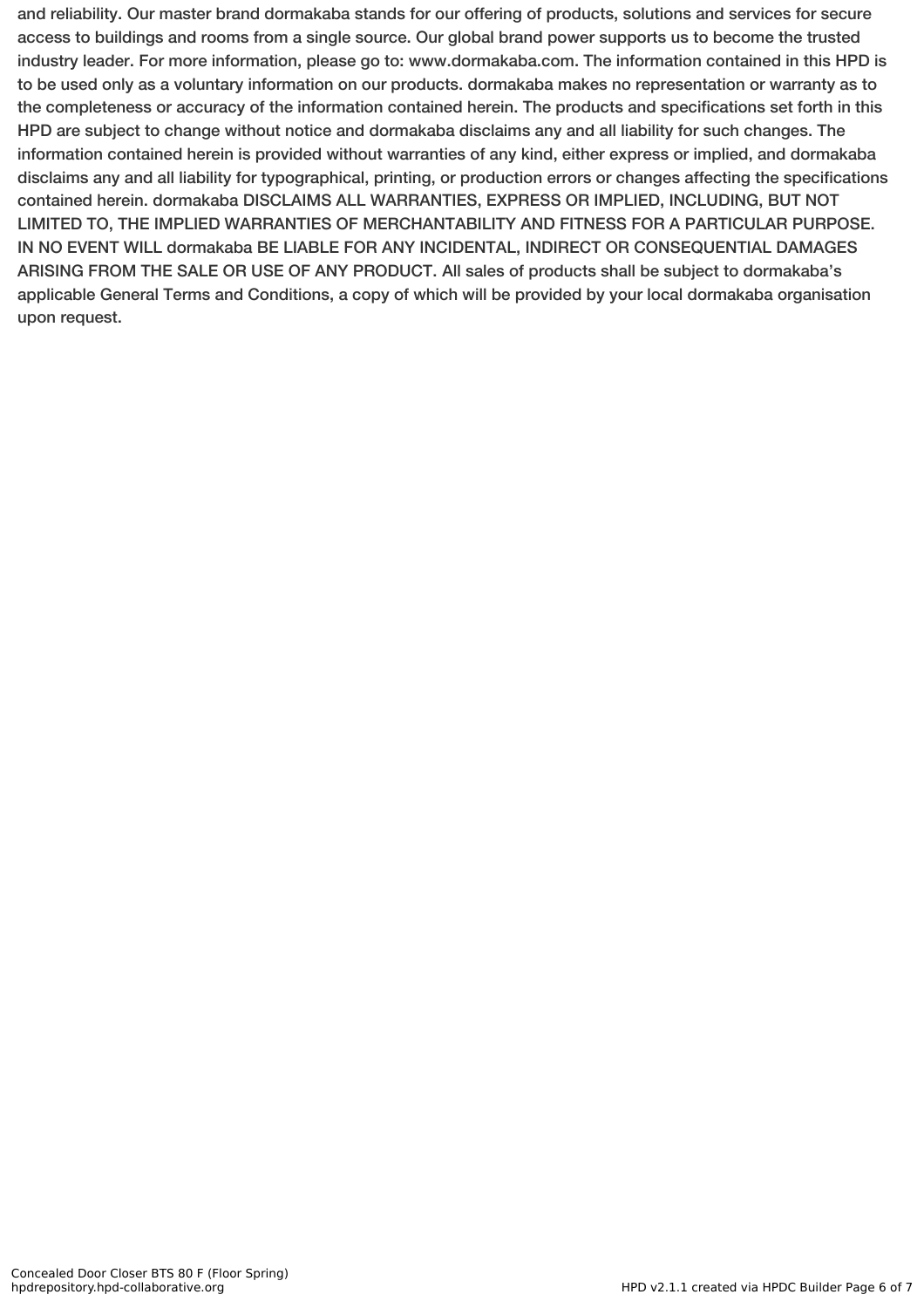and reliability. Our master brand dormakaba stands for our offering of products, solutions and services for secure access to buildings and rooms from a single source. Our global brand power supports us to become the trusted industry leader. For more information, please go to: www.dormakaba.com. The information contained in this HPD is to be used only as a voluntary information on our products. dormakaba makes no representation or warranty as to the completeness or accuracy of the information contained herein. The products and specifications set forth in this HPD are subject to change without notice and dormakaba disclaims any and all liability for such changes. The information contained herein is provided without warranties of any kind, either express or implied, and dormakaba disclaims any and all liability for typographical, printing, or production errors or changes affecting the specifications contained herein. dormakaba DISCLAIMS ALL WARRANTIES, EXPRESS OR IMPLIED, INCLUDING, BUT NOT LIMITED TO, THE IMPLIED WARRANTIES OF MERCHANTABILITY AND FITNESS FOR A PARTICULAR PURPOSE. IN NO EVENT WILL dormakaba BE LIABLE FOR ANY INCIDENTAL, INDIRECT OR CONSEQUENTIAL DAMAGES ARISING FROM THE SALE OR USE OF ANY PRODUCT. All sales of products shall be subject to dormakaba's applicable General Terms and Conditions, a copy of which will be provided by your local dormakaba organisation upon request.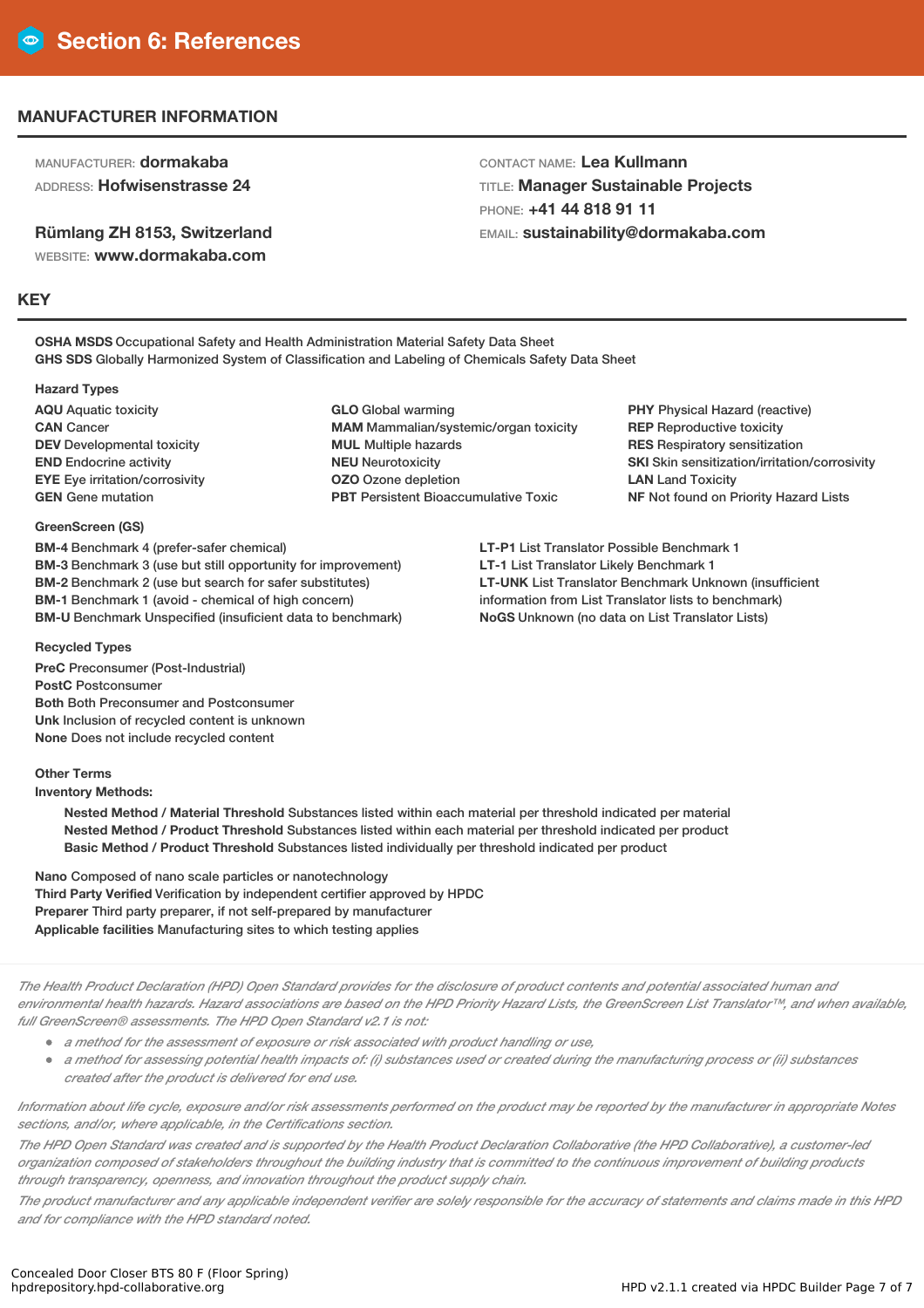# Section 6: References

## MANUFACTURER INFORMATION

MANUFACTURER: **dormakaba**
ADDRESS: **Hofwisenstrasse 24**

**Rümlang ZH 8153, Switzerland**
WEBSITE: **www.dormakaba.com**

CONTACT NAME: **Lea Kullmann**
TITLE: **Manager Sustainable Projects**
PHONE: **+41 44 818 91 11**
EMAIL: **sustainability@dormakaba.com**

## KEY

**OSHA MSDS** Occupational Safety and Health Administration Material Safety Data Sheet
**GHS SDS** Globally Harmonized System of Classification and Labeling of Chemicals Safety Data Sheet

**Hazard Types**

**AQU** Aquatic toxicity
**CAN** Cancer
**DEV** Developmental toxicity
**END** Endocrine activity
**EYE** Eye irritation/corrosivity
**GEN** Gene mutation
**GLO** Global warming
**MAM** Mammalian/systemic/organ toxicity
**MUL** Multiple hazards
**NEU** Neurotoxicity
**OZO** Ozone depletion
**PBT** Persistent Bioaccumulative Toxic
**PHY** Physical Hazard (reactive)
**REP** Reproductive toxicity
**RES** Respiratory sensitization
**SKI** Skin sensitization/irritation/corrosivity
**LAN** Land Toxicity
**NF** Not found on Priority Hazard Lists

**GreenScreen (GS)**

**BM-4** Benchmark 4 (prefer-safer chemical)
**BM-3** Benchmark 3 (use but still opportunity for improvement)
**BM-2** Benchmark 2 (use but search for safer substitutes)
**BM-1** Benchmark 1 (avoid - chemical of high concern)
**BM-U** Benchmark Unspecified (insuficient data to benchmark)
**LT-P1** List Translator Possible Benchmark 1
**LT-1** List Translator Likely Benchmark 1
**LT-UNK** List Translator Benchmark Unknown (insufficient information from List Translator lists to benchmark)
**NoGS** Unknown (no data on List Translator Lists)

**Recycled Types**

**PreC** Preconsumer (Post-Industrial)
**PostC** Postconsumer
**Both** Both Preconsumer and Postconsumer
**Unk** Inclusion of recycled content is unknown
**None** Does not include recycled content

**Other Terms**
**Inventory Methods:**

**Nested Method / Material Threshold** Substances listed within each material per threshold indicated per material
**Nested Method / Product Threshold** Substances listed within each material per threshold indicated per product
**Basic Method / Product Threshold** Substances listed individually per threshold indicated per product

**Nano** Composed of nano scale particles or nanotechnology
**Third Party Verified** Verification by independent certifier approved by HPDC
**Preparer** Third party preparer, if not self-prepared by manufacturer
**Applicable facilities** Manufacturing sites to which testing applies

*The Health Product Declaration (HPD) Open Standard provides for the disclosure of product contents and potential associated human and environmental health hazards. Hazard associations are based on the HPD Priority Hazard Lists, the GreenScreen List Translator™, and when available, full GreenScreen® assessments. The HPD Open Standard v2.1 is not:*

- *a method for the assessment of exposure or risk associated with product handling or use,*
- *a method for assessing potential health impacts of: (i) substances used or created during the manufacturing process or (ii) substances created after the product is delivered for end use.*

*Information about life cycle, exposure and/or risk assessments performed on the product may be reported by the manufacturer in appropriate Notes sections, and/or, where applicable, in the Certifications section.*

*The HPD Open Standard was created and is supported by the Health Product Declaration Collaborative (the HPD Collaborative), a customer-led organization composed of stakeholders throughout the building industry that is committed to the continuous improvement of building products through transparency, openness, and innovation throughout the product supply chain.*

*The product manufacturer and any applicable independent verifier are solely responsible for the accuracy of statements and claims made in this HPD and for compliance with the HPD standard noted.*